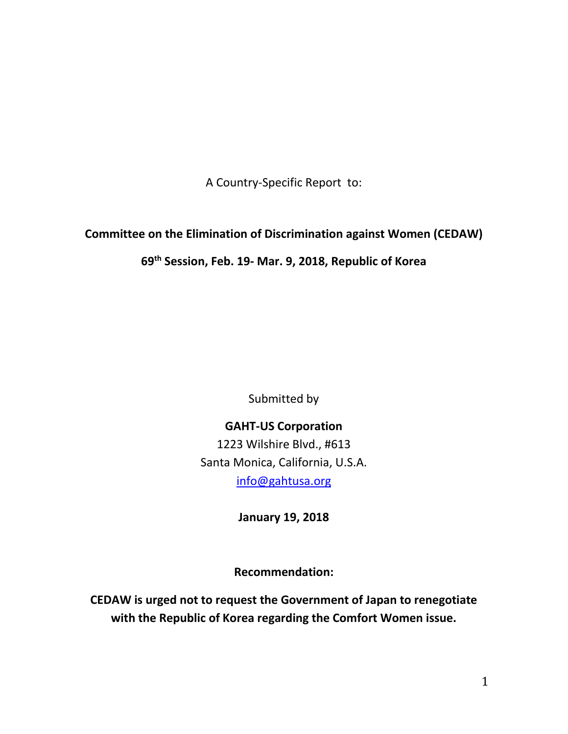A Country-Specific Report to:

**Committee on the Elimination of Discrimination against Women (CEDAW)**

**69th Session, Feb. 19- Mar. 9, 2018, Republic of Korea**

Submitted by

**GAHT-US Corporation**

1223 Wilshire Blvd., #613

Santa Monica, California, U.S.A.

info@gahtusa.org

**January 19, 2018**

**Recommendation:**

**CEDAW is urged not to request the Government of Japan to renegotiate with the Republic of Korea regarding the Comfort Women issue.**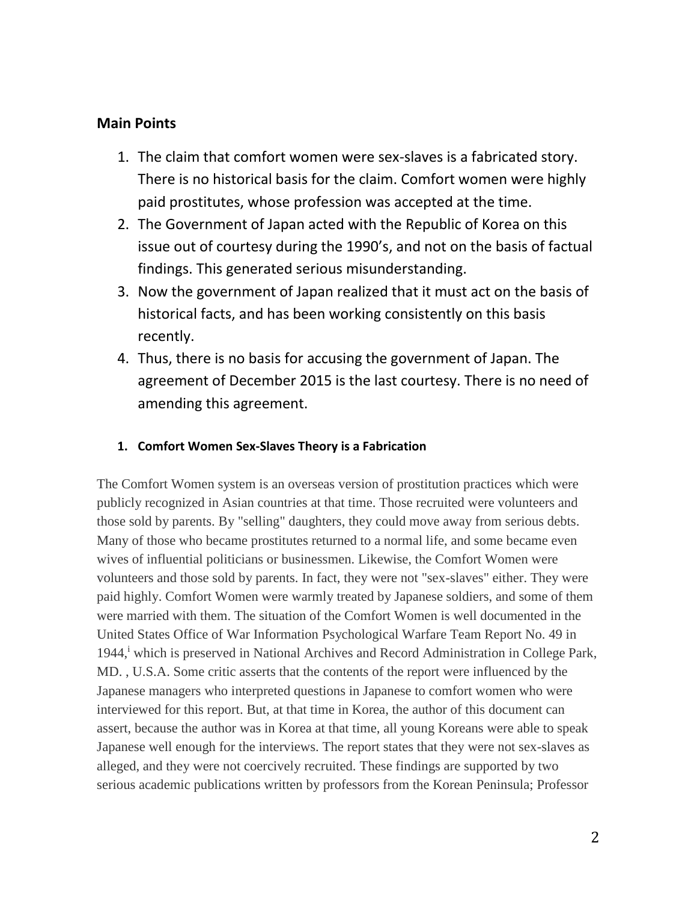## Main Points

1. The claim that comfort women were sex-slaves is a fabricated story. There is no historical basis for the claim. Comfort women were highly paid prostitutes, whose profession was accepted at the time.
2. The Government of Japan acted with the Republic of Korea on this issue out of courtesy during the 1990's, and not on the basis of factual findings. This generated serious misunderstanding.
3. Now the government of Japan realized that it must act on the basis of historical facts, and has been working consistently on this basis recently.
4. Thus, there is no basis for accusing the government of Japan. The agreement of December 2015 is the last courtesy. There is no need of amending this agreement.

### 1. Comfort Women Sex-Slaves Theory is a Fabrication

The Comfort Women system is an overseas version of prostitution practices which were publicly recognized in Asian countries at that time. Those recruited were volunteers and those sold by parents. By "selling" daughters, they could move away from serious debts. Many of those who became prostitutes returned to a normal life, and some became even wives of influential politicians or businessmen. Likewise, the Comfort Women were volunteers and those sold by parents. In fact, they were not "sex-slaves" either. They were paid highly. Comfort Women were warmly treated by Japanese soldiers, and some of them were married with them. The situation of the Comfort Women is well documented in the United States Office of War Information Psychological Warfare Team Report No. 49 in 1944,[i] which is preserved in National Archives and Record Administration in College Park, MD. , U.S.A. Some critic asserts that the contents of the report were influenced by the Japanese managers who interpreted questions in Japanese to comfort women who were interviewed for this report. But, at that time in Korea, the author of this document can assert, because the author was in Korea at that time, all young Koreans were able to speak Japanese well enough for the interviews. The report states that they were not sex-slaves as alleged, and they were not coercively recruited. These findings are supported by two serious academic publications written by professors from the Korean Peninsula; Professor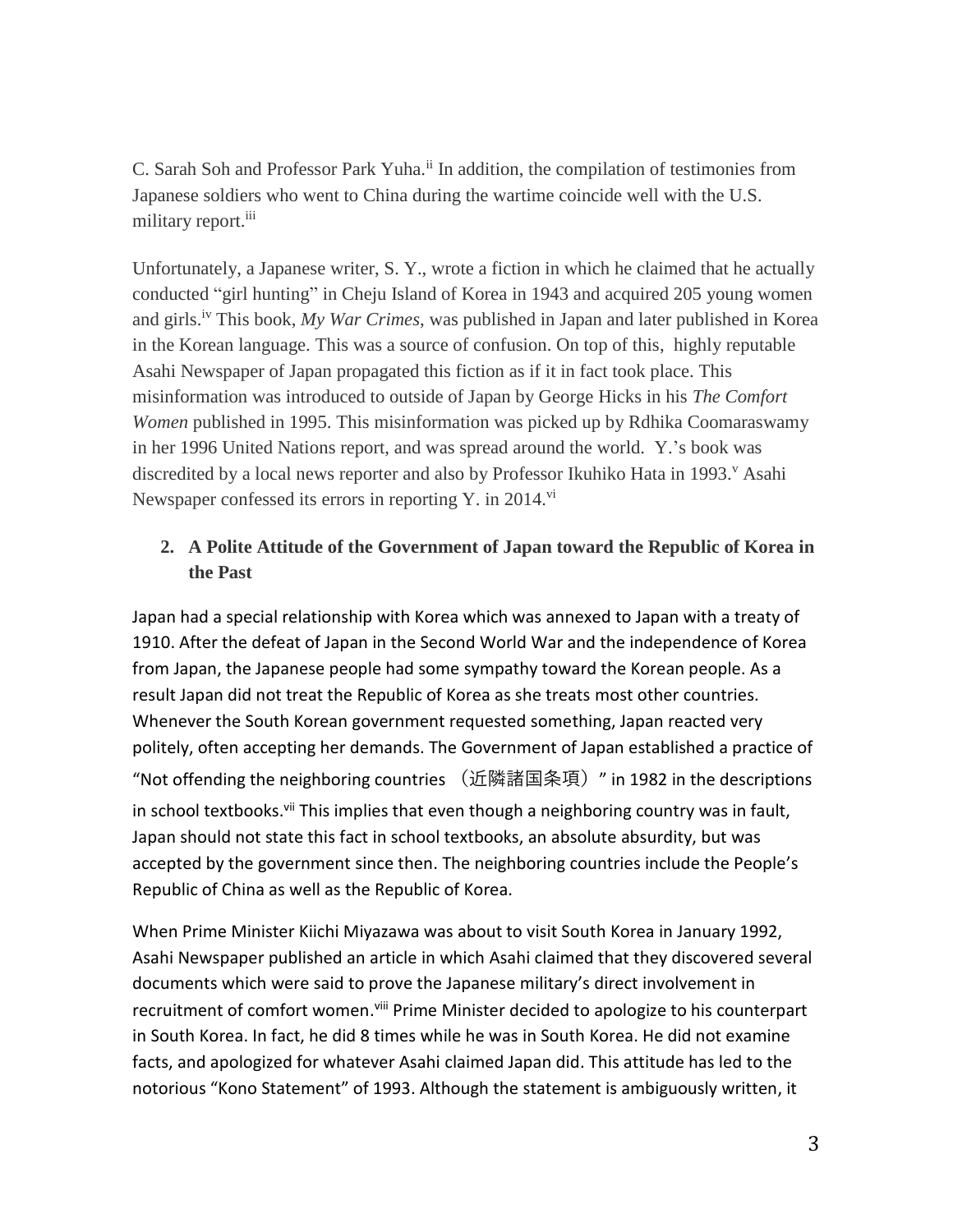C. Sarah Soh and Professor Park Yuha.[ii] In addition, the compilation of testimonies from Japanese soldiers who went to China during the wartime coincide well with the U.S. military report.[iii]

Unfortunately, a Japanese writer, S. Y., wrote a fiction in which he claimed that he actually conducted "girl hunting" in Cheju Island of Korea in 1943 and acquired 205 young women and girls.[iv] This book, *My War Crimes*, was published in Japan and later published in Korea in the Korean language. This was a source of confusion. On top of this, highly reputable Asahi Newspaper of Japan propagated this fiction as if it in fact took place. This misinformation was introduced to outside of Japan by George Hicks in his *The Comfort Women* published in 1995. This misinformation was picked up by Rdhika Coomaraswamy in her 1996 United Nations report, and was spread around the world. Y.'s book was discredited by a local news reporter and also by Professor Ikuhiko Hata in 1993.[v] Asahi Newspaper confessed its errors in reporting Y. in 2014.[vi]

## 2. A Polite Attitude of the Government of Japan toward the Republic of Korea in the Past

Japan had a special relationship with Korea which was annexed to Japan with a treaty of 1910. After the defeat of Japan in the Second World War and the independence of Korea from Japan, the Japanese people had some sympathy toward the Korean people. As a result Japan did not treat the Republic of Korea as she treats most other countries. Whenever the South Korean government requested something, Japan reacted very politely, often accepting her demands. The Government of Japan established a practice of "Not offending the neighboring countries （近隣諸国条項）" in 1982 in the descriptions in school textbooks.[vii] This implies that even though a neighboring country was in fault, Japan should not state this fact in school textbooks, an absolute absurdity, but was accepted by the government since then. The neighboring countries include the People's Republic of China as well as the Republic of Korea.

When Prime Minister Kiichi Miyazawa was about to visit South Korea in January 1992, Asahi Newspaper published an article in which Asahi claimed that they discovered several documents which were said to prove the Japanese military's direct involvement in recruitment of comfort women.[viii] Prime Minister decided to apologize to his counterpart in South Korea. In fact, he did 8 times while he was in South Korea. He did not examine facts, and apologized for whatever Asahi claimed Japan did. This attitude has led to the notorious "Kono Statement" of 1993. Although the statement is ambiguously written, it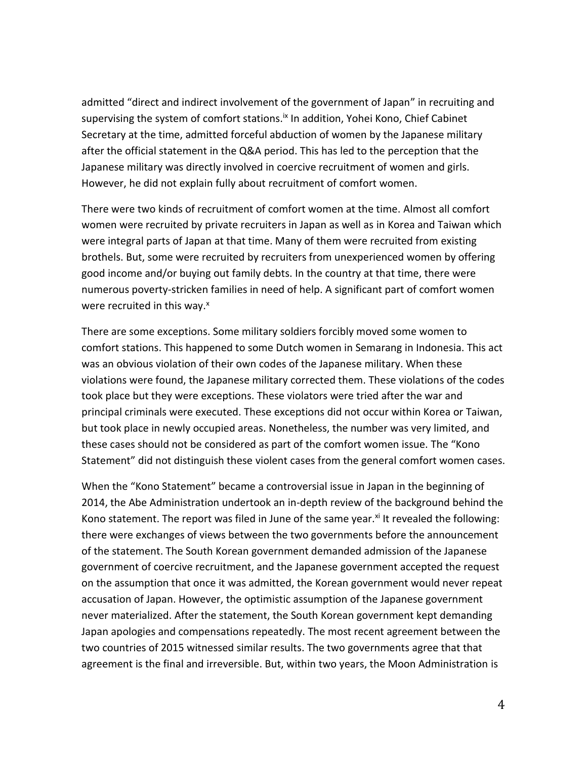admitted “direct and indirect involvement of the government of Japan” in recruiting and supervising the system of comfort stations.[ix] In addition, Yohei Kono, Chief Cabinet Secretary at the time, admitted forceful abduction of women by the Japanese military after the official statement in the Q&A period. This has led to the perception that the Japanese military was directly involved in coercive recruitment of women and girls. However, he did not explain fully about recruitment of comfort women.

There were two kinds of recruitment of comfort women at the time. Almost all comfort women were recruited by private recruiters in Japan as well as in Korea and Taiwan which were integral parts of Japan at that time. Many of them were recruited from existing brothels. But, some were recruited by recruiters from unexperienced women by offering good income and/or buying out family debts. In the country at that time, there were numerous poverty-stricken families in need of help. A significant part of comfort women were recruited in this way.[x]

There are some exceptions. Some military soldiers forcibly moved some women to comfort stations. This happened to some Dutch women in Semarang in Indonesia. This act was an obvious violation of their own codes of the Japanese military. When these violations were found, the Japanese military corrected them. These violations of the codes took place but they were exceptions. These violators were tried after the war and principal criminals were executed. These exceptions did not occur within Korea or Taiwan, but took place in newly occupied areas. Nonetheless, the number was very limited, and these cases should not be considered as part of the comfort women issue. The “Kono Statement” did not distinguish these violent cases from the general comfort women cases.

When the “Kono Statement” became a controversial issue in Japan in the beginning of 2014, the Abe Administration undertook an in-depth review of the background behind the Kono statement. The report was filed in June of the same year.[xi] It revealed the following: there were exchanges of views between the two governments before the announcement of the statement. The South Korean government demanded admission of the Japanese government of coercive recruitment, and the Japanese government accepted the request on the assumption that once it was admitted, the Korean government would never repeat accusation of Japan. However, the optimistic assumption of the Japanese government never materialized. After the statement, the South Korean government kept demanding Japan apologies and compensations repeatedly. The most recent agreement between the two countries of 2015 witnessed similar results. The two governments agree that that agreement is the final and irreversible. But, within two years, the Moon Administration is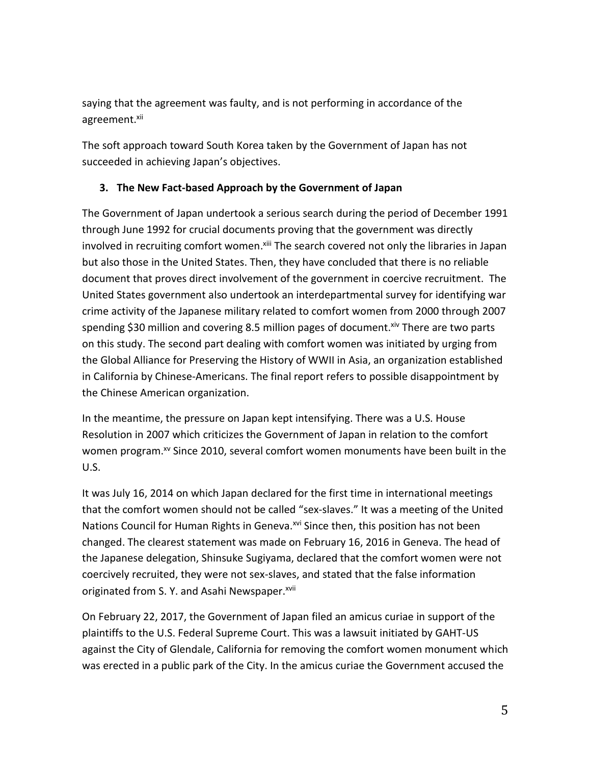saying that the agreement was faulty, and is not performing in accordance of the agreement.[xii]

The soft approach toward South Korea taken by the Government of Japan has not succeeded in achieving Japan's objectives.

### 3. The New Fact-based Approach by the Government of Japan

The Government of Japan undertook a serious search during the period of December 1991 through June 1992 for crucial documents proving that the government was directly involved in recruiting comfort women.[xiii] The search covered not only the libraries in Japan but also those in the United States. Then, they have concluded that there is no reliable document that proves direct involvement of the government in coercive recruitment. The United States government also undertook an interdepartmental survey for identifying war crime activity of the Japanese military related to comfort women from 2000 through 2007 spending $30 million and covering 8.5 million pages of document.[xiv] There are two parts on this study. The second part dealing with comfort women was initiated by urging from the Global Alliance for Preserving the History of WWII in Asia, an organization established in California by Chinese-Americans. The final report refers to possible disappointment by the Chinese American organization.

In the meantime, the pressure on Japan kept intensifying. There was a U.S. House Resolution in 2007 which criticizes the Government of Japan in relation to the comfort women program.[xv] Since 2010, several comfort women monuments have been built in the U.S.

It was July 16, 2014 on which Japan declared for the first time in international meetings that the comfort women should not be called "sex-slaves." It was a meeting of the United Nations Council for Human Rights in Geneva.[xvi] Since then, this position has not been changed. The clearest statement was made on February 16, 2016 in Geneva. The head of the Japanese delegation, Shinsuke Sugiyama, declared that the comfort women were not coercively recruited, they were not sex-slaves, and stated that the false information originated from S. Y. and Asahi Newspaper.[xvii]

On February 22, 2017, the Government of Japan filed an amicus curiae in support of the plaintiffs to the U.S. Federal Supreme Court. This was a lawsuit initiated by GAHT-US against the City of Glendale, California for removing the comfort women monument which was erected in a public park of the City. In the amicus curiae the Government accused the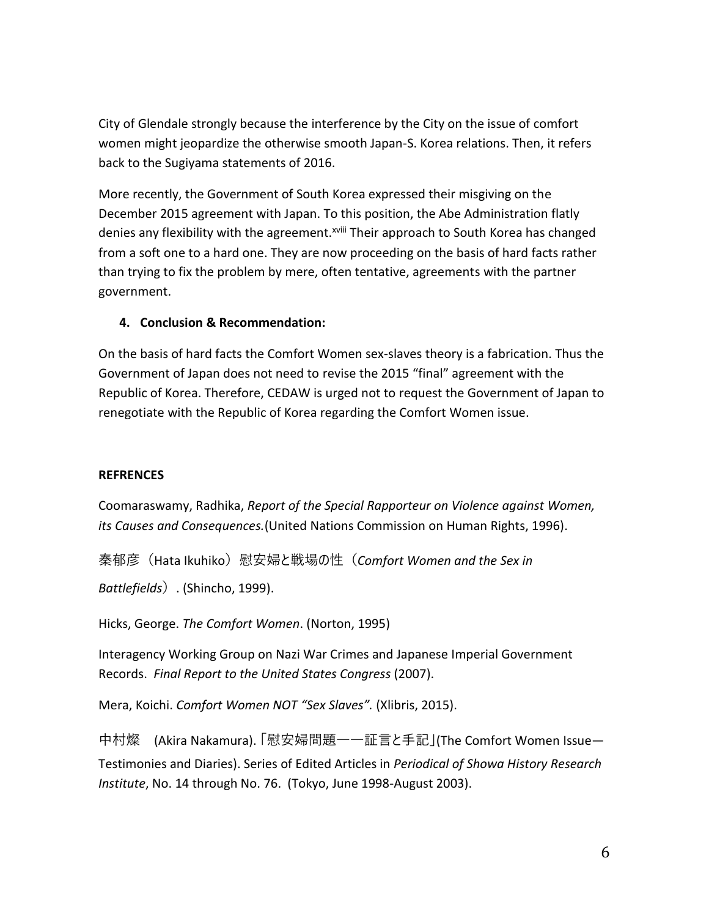City of Glendale strongly because the interference by the City on the issue of comfort women might jeopardize the otherwise smooth Japan-S. Korea relations. Then, it refers back to the Sugiyama statements of 2016.

More recently, the Government of South Korea expressed their misgiving on the December 2015 agreement with Japan. To this position, the Abe Administration flatly denies any flexibility with the agreement.[xviii] Their approach to South Korea has changed from a soft one to a hard one. They are now proceeding on the basis of hard facts rather than trying to fix the problem by mere, often tentative, agreements with the partner government.

**4. Conclusion & Recommendation:**

On the basis of hard facts the Comfort Women sex-slaves theory is a fabrication. Thus the Government of Japan does not need to revise the 2015 "final" agreement with the Republic of Korea. Therefore, CEDAW is urged not to request the Government of Japan to renegotiate with the Republic of Korea regarding the Comfort Women issue.

**REFRENCES**

Coomaraswamy, Radhika, *Report of the Special Rapporteur on Violence against Women, its Causes and Consequences.*(United Nations Commission on Human Rights, 1996).

秦郁彦（Hata Ikuhiko）慰安婦と戦場の性（*Comfort Women and the Sex in Battlefields*）. (Shincho, 1999).

Hicks, George. *The Comfort Women*. (Norton, 1995)

Interagency Working Group on Nazi War Crimes and Japanese Imperial Government Records. *Final Report to the United States Congress* (2007).

Mera, Koichi. *Comfort Women NOT "Sex Slaves".* (Xlibris, 2015).

中村燦　(Akira Nakamura).「慰安婦問題――証言と手記」(The Comfort Women Issue—Testimonies and Diaries). Series of Edited Articles in *Periodical of Showa History Research Institute*, No. 14 through No. 76. (Tokyo, June 1998-August 2003).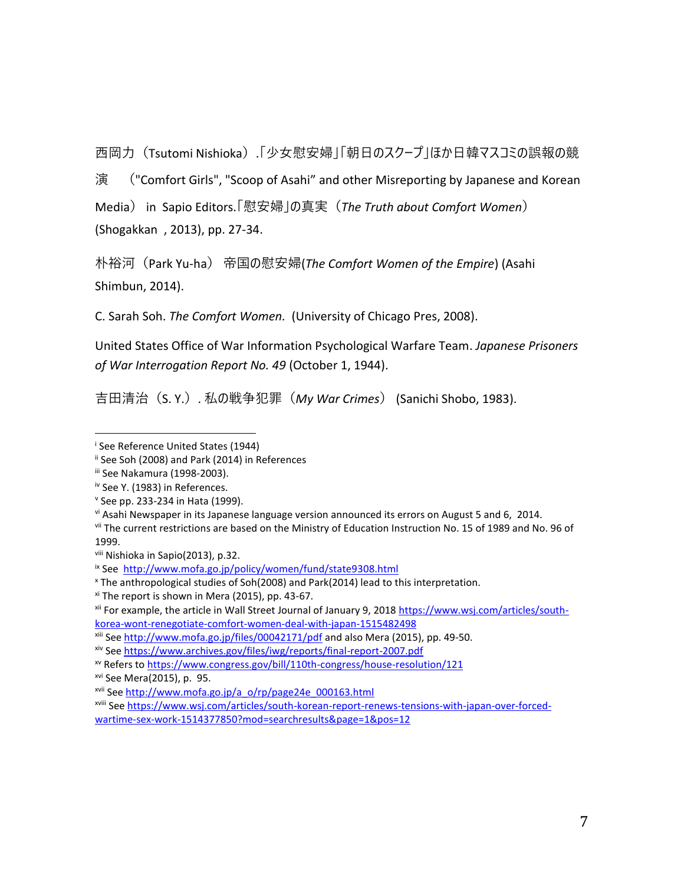西岡力（Tsutomi Nishioka）.「少女慰安婦」「朝日のスクープ」ほか日韓マスコミの誤報の競演　（"Comfort Girls", "Scoop of Asahi" and other Misreporting by Japanese and Korean Media） in Sapio Editors.「慰安婦」の真実（*The Truth about Comfort Women*） (Shogakkan , 2013), pp. 27-34.

朴裕河（Park Yu-ha） 帝国の慰安婦(*The Comfort Women of the Empire*) (Asahi Shimbun, 2014).

C. Sarah Soh. *The Comfort Women.* (University of Chicago Pres, 2008).

United States Office of War Information Psychological Warfare Team. *Japanese Prisoners of War Interrogation Report No. 49* (October 1, 1944).

吉田清治（S. Y.）. 私の戦争犯罪（*My War Crimes*） (Sanichi Shobo, 1983).

---

[i] See Reference United States (1944)

[ii] See Soh (2008) and Park (2014) in References

[iii] See Nakamura (1998-2003).

[iv] See Y. (1983) in References.

[v] See pp. 233-234 in Hata (1999).

[vi] Asahi Newspaper in its Japanese language version announced its errors on August 5 and 6, 2014.

[vii] The current restrictions are based on the Ministry of Education Instruction No. 15 of 1989 and No. 96 of 1999.

[viii] Nishioka in Sapio(2013), p.32.

[ix] See http://www.mofa.go.jp/policy/women/fund/state9308.html

[x] The anthropological studies of Soh(2008) and Park(2014) lead to this interpretation.

[xi] The report is shown in Mera (2015), pp. 43-67.

[xii] For example, the article in Wall Street Journal of January 9, 2018 https://www.wsj.com/articles/south-korea-wont-renegotiate-comfort-women-deal-with-japan-1515482498

[xiii] See http://www.mofa.go.jp/files/00042171/pdf and also Mera (2015), pp. 49-50.

[xiv] See https://www.archives.gov/files/iwg/reports/final-report-2007.pdf

[xv] Refers to https://www.congress.gov/bill/110th-congress/house-resolution/121

[xvi] See Mera(2015), p. 95.

[xvii] See http://www.mofa.go.jp/a_o/rp/page24e_000163.html

[xviii] See https://www.wsj.com/articles/south-korean-report-renews-tensions-with-japan-over-forced-wartime-sex-work-1514377850?mod=searchresults&page=1&pos=12